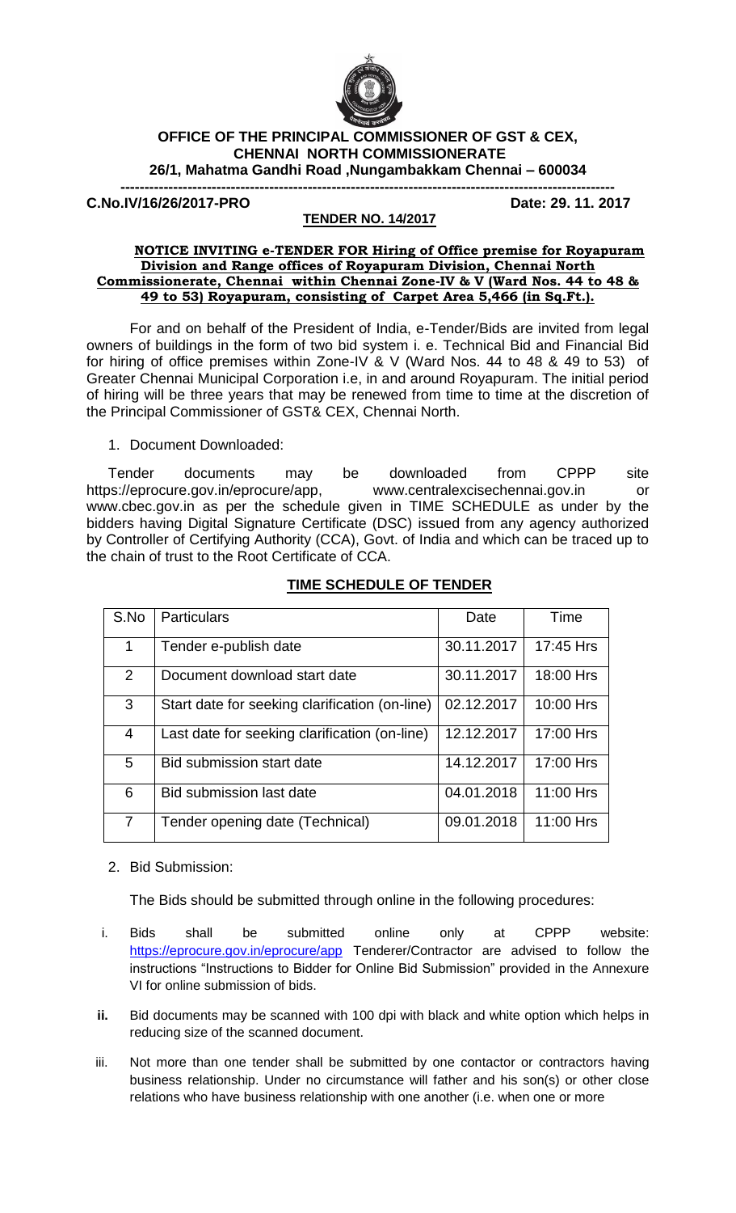**OFFICE OF THE PRINCIPAL COMMISSIONER OF GST & CEX,**
**CHENNAI NORTH COMMISSIONERATE**
**26/1, Mahatma Gandhi Road ,Nungambakkam Chennai – 600034**

---

**C.No.IV/16/26/2017-PRO** **Date: 29. 11. 2017**

**TENDER NO. 14/2017**

**NOTICE INVITING e-TENDER FOR Hiring of Office premise for Royapuram Division and Range offices of Royapuram Division, Chennai North Commissionerate, Chennai within Chennai Zone-IV & V (Ward Nos. 44 to 48 & 49 to 53) Royapuram, consisting of Carpet Area 5,466 (in Sq.Ft.).**

For and on behalf of the President of India, e-Tender/Bids are invited from legal owners of buildings in the form of two bid system i. e. Technical Bid and Financial Bid for hiring of office premises within Zone-IV & V (Ward Nos. 44 to 48 & 49 to 53) of Greater Chennai Municipal Corporation i.e, in and around Royapuram. The initial period of hiring will be three years that may be renewed from time to time at the discretion of the Principal Commissioner of GST& CEX, Chennai North.

1. Document Downloaded:

Tender documents may be downloaded from CPPP site https://eprocure.gov.in/eprocure/app, www.centralexcisechennai.gov.in or www.cbec.gov.in as per the schedule given in TIME SCHEDULE as under by the bidders having Digital Signature Certificate (DSC) issued from any agency authorized by Controller of Certifying Authority (CCA), Govt. of India and which can be traced up to the chain of trust to the Root Certificate of CCA.

**TIME SCHEDULE OF TENDER**

| S.No | Particulars | Date | Time |
|---|---|---|---|
| 1 | Tender e-publish date | 30.11.2017 | 17:45 Hrs |
| 2 | Document download start date | 30.11.2017 | 18:00 Hrs |
| 3 | Start date for seeking clarification (on-line) | 02.12.2017 | 10:00 Hrs |
| 4 | Last date for seeking clarification (on-line) | 12.12.2017 | 17:00 Hrs |
| 5 | Bid submission start date | 14.12.2017 | 17:00 Hrs |
| 6 | Bid submission last date | 04.01.2018 | 11:00 Hrs |
| 7 | Tender opening date (Technical) | 09.01.2018 | 11:00 Hrs |

2. Bid Submission:

The Bids should be submitted through online in the following procedures:

i. Bids shall be submitted online only at CPPP website: https://eprocure.gov.in/eprocure/app Tenderer/Contractor are advised to follow the instructions "Instructions to Bidder for Online Bid Submission" provided in the Annexure VI for online submission of bids.

**ii.** Bid documents may be scanned with 100 dpi with black and white option which helps in reducing size of the scanned document.

iii. Not more than one tender shall be submitted by one contactor or contractors having business relationship. Under no circumstance will father and his son(s) or other close relations who have business relationship with one another (i.e. when one or more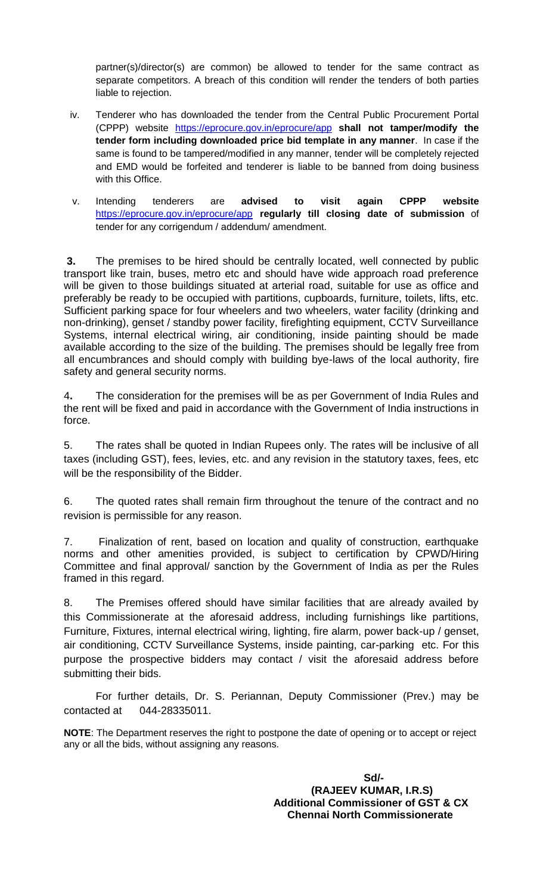partner(s)/director(s) are common) be allowed to tender for the same contract as separate competitors. A breach of this condition will render the tenders of both parties liable to rejection.

iv. Tenderer who has downloaded the tender from the Central Public Procurement Portal (CPPP) website https://eprocure.gov.in/eprocure/app **shall not tamper/modify the tender form including downloaded price bid template in any manner**. In case if the same is found to be tampered/modified in any manner, tender will be completely rejected and EMD would be forfeited and tenderer is liable to be banned from doing business with this Office.

v. Intending tenderers are **advised to visit again CPPP website** https://eprocure.gov.in/eprocure/app **regularly till closing date of submission** of tender for any corrigendum / addendum/ amendment.

**3.** The premises to be hired should be centrally located, well connected by public transport like train, buses, metro etc and should have wide approach road preference will be given to those buildings situated at arterial road, suitable for use as office and preferably be ready to be occupied with partitions, cupboards, furniture, toilets, lifts, etc. Sufficient parking space for four wheelers and two wheelers, water facility (drinking and non-drinking), genset / standby power facility, firefighting equipment, CCTV Surveillance Systems, internal electrical wiring, air conditioning, inside painting should be made available according to the size of the building. The premises should be legally free from all encumbrances and should comply with building bye-laws of the local authority, fire safety and general security norms.

4**.** The consideration for the premises will be as per Government of India Rules and the rent will be fixed and paid in accordance with the Government of India instructions in force.

5. The rates shall be quoted in Indian Rupees only. The rates will be inclusive of all taxes (including GST), fees, levies, etc. and any revision in the statutory taxes, fees, etc will be the responsibility of the Bidder.

6. The quoted rates shall remain firm throughout the tenure of the contract and no revision is permissible for any reason.

7. Finalization of rent, based on location and quality of construction, earthquake norms and other amenities provided, is subject to certification by CPWD/Hiring Committee and final approval/ sanction by the Government of India as per the Rules framed in this regard.

8. The Premises offered should have similar facilities that are already availed by this Commissionerate at the aforesaid address, including furnishings like partitions, Furniture, Fixtures, internal electrical wiring, lighting, fire alarm, power back-up / genset, air conditioning, CCTV Surveillance Systems, inside painting, car-parking etc. For this purpose the prospective bidders may contact / visit the aforesaid address before submitting their bids.

For further details, Dr. S. Periannan, Deputy Commissioner (Prev.) may be contacted at 044-28335011.

**NOTE**: The Department reserves the right to postpone the date of opening or to accept or reject any or all the bids, without assigning any reasons.

**Sd/-**
**(RAJEEV KUMAR, I.R.S)**
**Additional Commissioner of GST & CX**
**Chennai North Commissionerate**